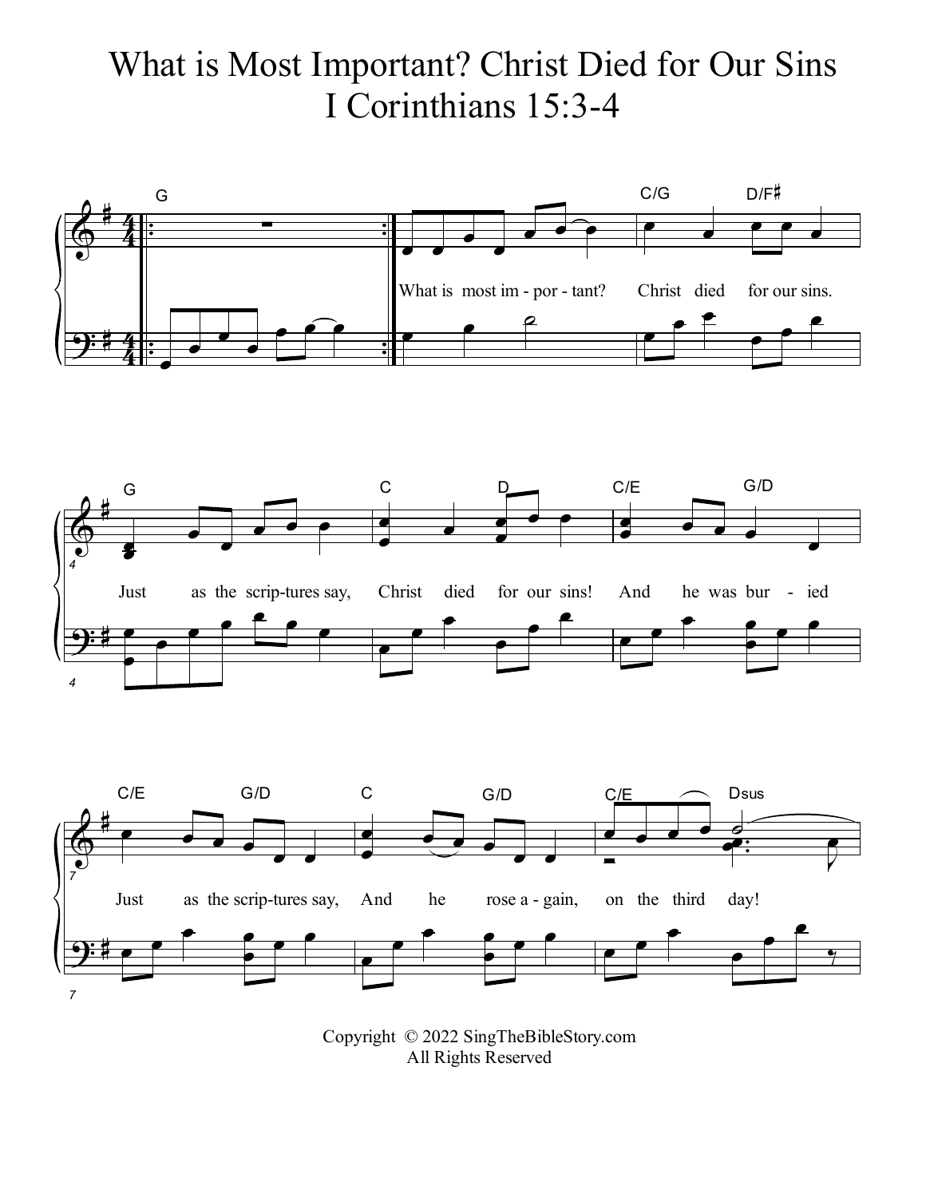# What is Most Important? Christ Died for Our Sins
# I Corinthians 15:3-4

What is most im - por - tant? Christ died for our sins.

Just as the scrip-tures say, Christ died for our sins! And he was bur - ied

Just as the scrip-tures say, And he rose a - gain, on the third day!

Copyright © 2022 SingTheBibleStory.com
All Rights Reserved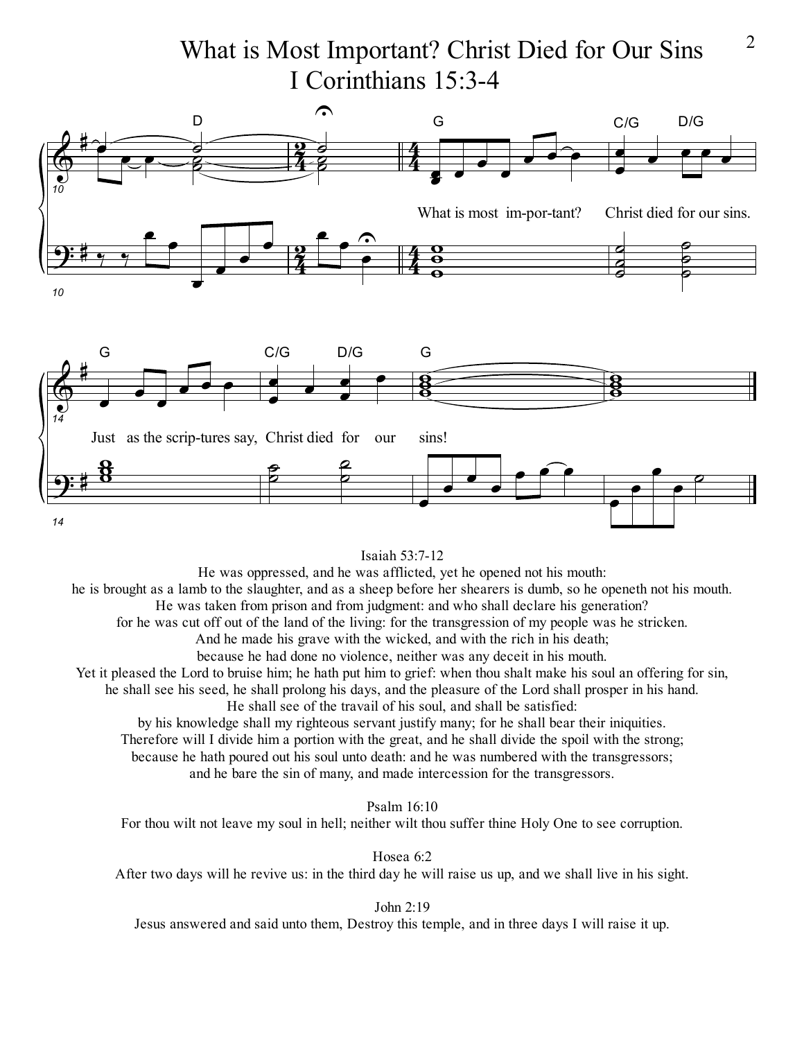# What is Most Important? Christ Died for Our Sins
## I Corinthians 15:3-4

D G C/G D/G

What is most im-por-tant? Christ died for our sins.

G C/G D/G G

Just as the scrip-tures say, Christ died for our sins!

Isaiah 53:7-12
He was oppressed, and he was afflicted, yet he opened not his mouth:
he is brought as a lamb to the slaughter, and as a sheep before her shearers is dumb, so he openeth not his mouth.
He was taken from prison and from judgment: and who shall declare his generation?
for he was cut off out of the land of the living: for the transgression of my people was he stricken.
And he made his grave with the wicked, and with the rich in his death;
because he had done no violence, neither was any deceit in his mouth.
Yet it pleased the Lord to bruise him; he hath put him to grief: when thou shalt make his soul an offering for sin,
he shall see his seed, he shall prolong his days, and the pleasure of the Lord shall prosper in his hand.
He shall see of the travail of his soul, and shall be satisfied:
by his knowledge shall my righteous servant justify many; for he shall bear their iniquities.
Therefore will I divide him a portion with the great, and he shall divide the spoil with the strong;
because he hath poured out his soul unto death: and he was numbered with the transgressors;
and he bare the sin of many, and made intercession for the transgressors.

Psalm 16:10
For thou wilt not leave my soul in hell; neither wilt thou suffer thine Holy One to see corruption.

Hosea 6:2
After two days will he revive us: in the third day he will raise us up, and we shall live in his sight.

John 2:19
Jesus answered and said unto them, Destroy this temple, and in three days I will raise it up.